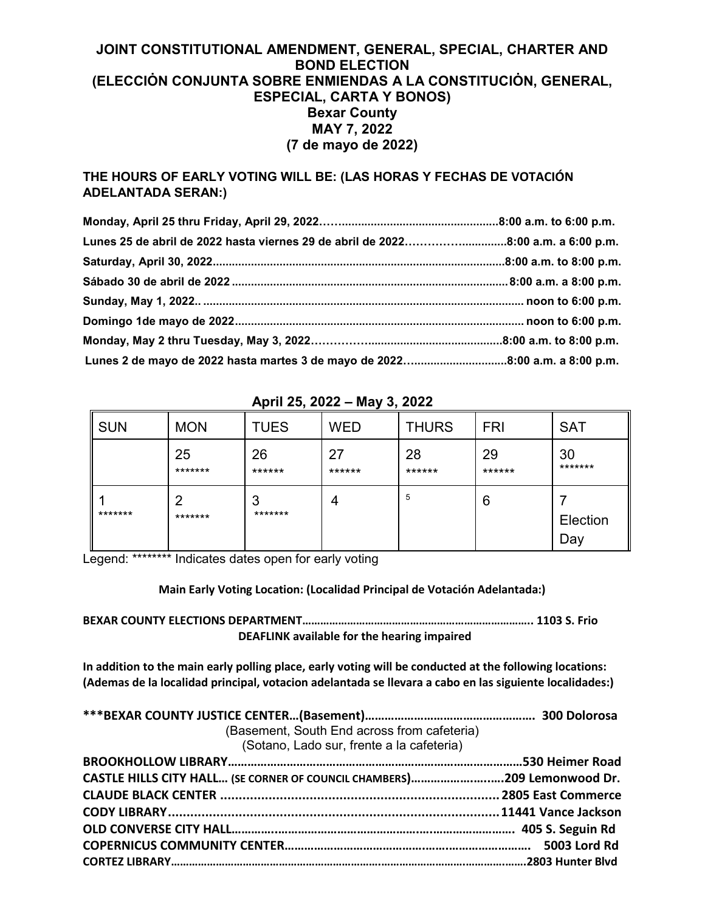**JOINT CONSTITUTIONAL AMENDMENT, GENERAL, SPECIAL, CHARTER AND BOND ELECTION**
**(ELECCIÒN CONJUNTA SOBRE ENMIENDAS A LA CONSTITUCIÒN, GENERAL, ESPECIAL, CARTA Y BONOS)**
**Bexar County**
**MAY 7, 2022**
**(7 de mayo de 2022)**

**THE HOURS OF EARLY VOTING WILL BE: (LAS HORAS Y FECHAS DE VOTACIÓN ADELANTADA SERAN:)**

**Monday, April 25 thru Friday, April 29, 2022…….................................................8:00 a.m. to 6:00 p.m.**
**Lunes 25 de abril de 2022 hasta viernes 29 de abril de 2022…………...............8:00 a.m. a 6:00 p.m.**
**Saturday, April 30, 2022...........................................................................................8:00 a.m. to 8:00 p.m.**
**Sábado 30 de abril de 2022 ......................................................................................8:00 a.m. a 8:00 p.m.**
**Sunday, May 1, 2022.. .................................................................................................... noon to 6:00 p.m.**
**Domingo 1de mayo de 2022.......................................................................................... noon to 6:00 p.m.**
**Monday, May 2 thru Tuesday, May 3, 2022…………..........................................8:00 a.m. to 8:00 p.m.**
**Lunes 2 de mayo de 2022 hasta martes 3 de mayo de 2022…............................8:00 a.m. a 8:00 p.m.**

**April 25, 2022 – May 3, 2022**

| SUN | MON | TUES | WED | THURS | FRI | SAT |
|---|---|---|---|---|---|---|
| | 25 ******* | 26 ****** | 27 ****** | 28 ****** | 29 ****** | 30 ******* |
| 1 ******* | 2 ******* | 3 ******* | 4 | 5 | 6 | 7 Election Day |

Legend: ******** Indicates dates open for early voting

**Main Early Voting Location: (Localidad Principal de Votación Adelantada:)**

**BEXAR COUNTY ELECTIONS DEPARTMENT……………………………………………………………….. 1103 S. Frio**
**DEAFLINK available for the hearing impaired**

**In addition to the main early polling place, early voting will be conducted at the following locations: (Ademas de la localidad principal, votacion adelantada se llevara a cabo en las siguiente localidades:)**

**\*\*\*BEXAR COUNTY JUSTICE CENTER…(Basement)…………………………………………… 300 Dolorosa**
(Basement, South End across from cafeteria)
(Sotano, Lado sur, frente a la cafeteria)
**BROOKHOLLOW LIBRARY………………………………………………………………………………530 Heimer Road**
**CASTLE HILLS CITY HALL… (SE CORNER OF COUNCIL CHAMBERS)……………………..…209 Lemonwood Dr.**
**CLAUDE BLACK CENTER ........................................................................... 2805 East Commerce**
**CODY LIBRARY........................................................................................ 11441 Vance Jackson**
**OLD CONVERSE CITY HALL……………..…………………………………….…………………. 405 S. Seguin Rd**
**COPERNICUS COMMUNITY CENTER……………………………………..……………………… 5003 Lord Rd**
**CORTEZ LIBRARY…………………………………………………………………………………………………2803 Hunter Blvd**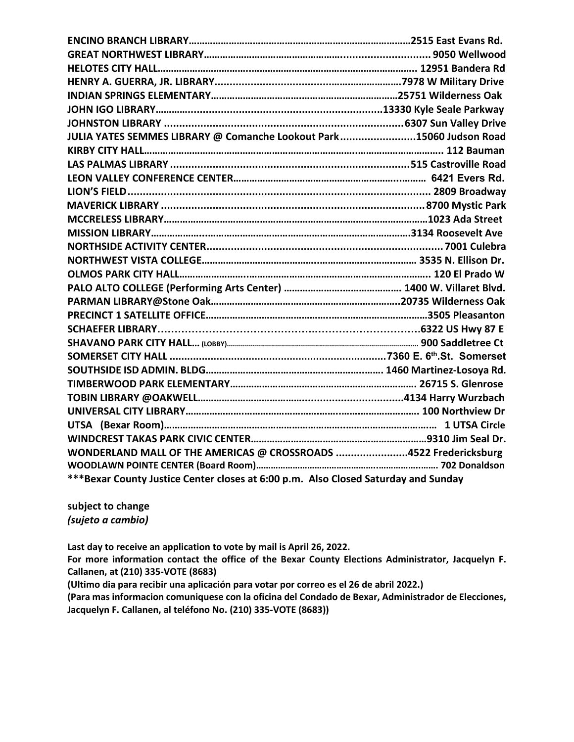**ENCINO BRANCH LIBRARY……………………………………………………………………………2515 East Evans Rd.**
**GREAT NORTHWEST LIBRARY…………………………………………………........................ 9050 Wellwood**
**HELOTES CITY HALL……………………………………………………………………………………… 12951 Bandera Rd**
**HENRY A. GUERRA, JR. LIBRARY...............................................……………………7978 W Military Drive**
**INDIAN SPRINGS ELEMENTARY……………………………………………………………25751 Wilderness Oak**
**JOHN IGO LIBRARY………….......................................................................13330 Kyle Seale Parkway**
**JOHNSTON LIBRARY ..............................................................................6307 Sun Valley Drive**
**JULIA YATES SEMMES LIBRARY @ Comanche Lookout Park.........................15060 Judson Road**
**KIRBY CITY HALL……………………………………………………………………………………………….. 112 Bauman**
**LAS PALMAS LIBRARY .............................................................................515 Castroville Road**
**LEON VALLEY CONFERENCE CENTER………………………………………………………..……… 6421 Evers Rd.**
**LION'S FIELD.................................................................................................... 2809 Broadway**
**MAVERICK LIBRARY ......................................................................................8700 Mystic Park**
**MCCRELESS LIBRARY………………………………………………………………………………………1023 Ada Street**
**MISSION LIBRARY……………...………………………………………………………………………….3134 Roosevelt Ave**
**NORTHSIDE ACTIVITY CENTER.............................................................................7001 Culebra**
**NORTHWEST VISTA COLLEGE………………………………….……………….…….……… 3535 N. Ellison Dr.**
**OLMOS PARK CITY HALL………………….……………………………………………………….. 120 El Prado W**
**PALO ALTO COLLEGE (Performing Arts Center) ……………………………………. 1400 W. Villaret Blvd.**
**PARMAN LIBRARY@Stone Oak……………………………………………………………..20735 Wilderness Oak**
**PRECINCT 1 SATELLITE OFFICE………………………………………..……………………………3505 Pleasanton**
**SCHAEFER LIBRARY……………………………………….…………………………6322 US Hwy 87 E**
**SHAVANO PARK CITY HALL… (LOBBY)…………………………………………………… 900 Saddletree Ct**
**SOMERSET CITY HALL .........................................................................7360 E. 6th.St. Somerset**
**SOUTHSIDE ISD ADMIN. BLDG…………………………………..……………..……. 1460 Martinez-Losoya Rd.**
**TIMBERWOOD PARK ELEMENTARY……………………………………………………………. 26715 S. Glenrose**
**TOBIN LIBRARY @OAKWELL…………………………….................................4134 Harry Wurzbach**
**UNIVERSAL CITY LIBRARY…………………………………………….………………………. 100 Northview Dr**
**UTSA (Bexar Room)……………………………………………………………..…………………….… 1 UTSA Circle**
**WINDCREST TAKAS PARK CIVIC CENTER…………………………………………………………9310 Jim Seal Dr.**
**WONDERLAND MALL OF THE AMERICAS @ CROSSROADS ........................4522 Fredericksburg**
**WOODLAWN POINTE CENTER (Board Room)…………………………………………..…….. 702 Donaldson**
**\*\*\*Bexar County Justice Center closes at 6:00 p.m. Also Closed Saturday and Sunday**

**subject to change**
***(sujeto a cambio)***

**Last day to receive an application to vote by mail is April 26, 2022.**
**For more information contact the office of the Bexar County Elections Administrator, Jacquelyn F. Callanen, at (210) 335-VOTE (8683)**
**(Ultimo dia para recibir una aplicación para votar por correo es el 26 de abril 2022.)**
**(Para mas informacion comuniquese con la oficina del Condado de Bexar, Administrador de Elecciones, Jacquelyn F. Callanen, al teléfono No. (210) 335-VOTE (8683))**